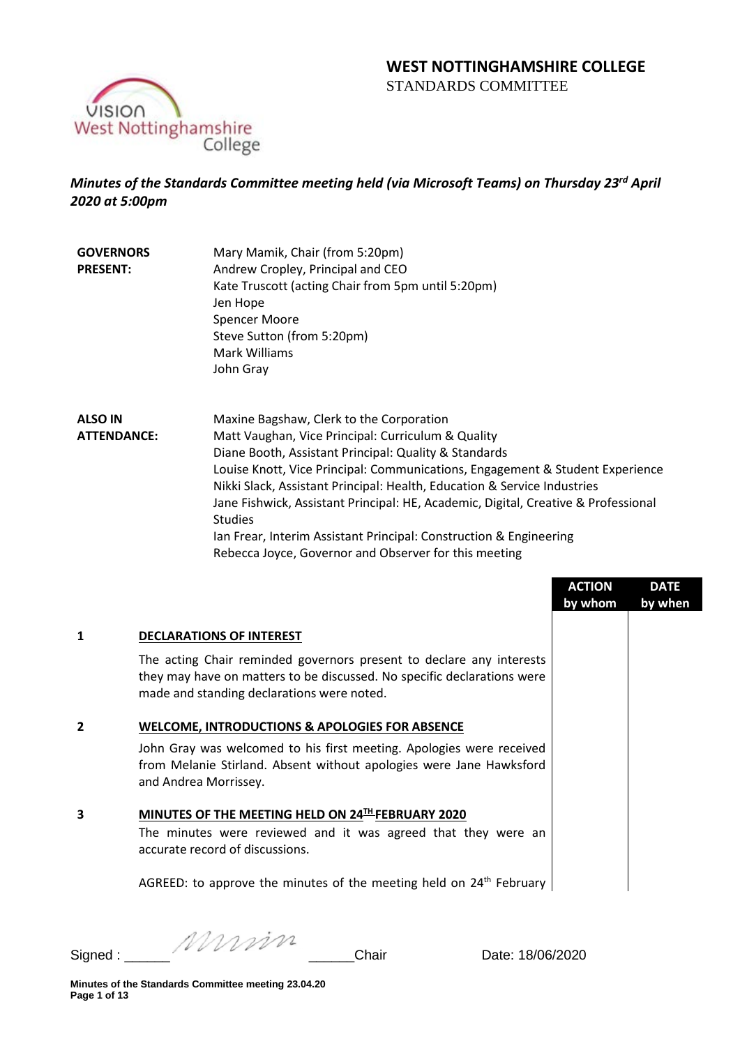# WEST NOTTINGHAMSHIRE COLLEGE

STANDARDS COMMITTEE

***Minutes of the Standards Committee meeting held (via Microsoft Teams) on Thursday 23rd April 2020 at 5:00pm***

| | |
|---|---|
| **GOVERNORS PRESENT:** | Mary Mamik, Chair (from 5:20pm)<br>Andrew Cropley, Principal and CEO<br>Kate Truscott (acting Chair from 5pm until 5:20pm)<br>Jen Hope<br>Spencer Moore<br>Steve Sutton (from 5:20pm)<br>Mark Williams<br>John Gray |
| **ALSO IN ATTENDANCE:** | Maxine Bagshaw, Clerk to the Corporation<br>Matt Vaughan, Vice Principal: Curriculum & Quality<br>Diane Booth, Assistant Principal: Quality & Standards<br>Louise Knott, Vice Principal: Communications, Engagement & Student Experience<br>Nikki Slack, Assistant Principal: Health, Education & Service Industries<br>Jane Fishwick, Assistant Principal: HE, Academic, Digital, Creative & Professional Studies<br>Ian Frear, Interim Assistant Principal: Construction & Engineering<br>Rebecca Joyce, Governor and Observer for this meeting |

| | | ACTION by whom | DATE by when |
|---|---|---|---|
| **1** | **DECLARATIONS OF INTEREST** | | |
| | The acting Chair reminded governors present to declare any interests they may have on matters to be discussed. No specific declarations were made and standing declarations were noted. | | |
| **2** | **WELCOME, INTRODUCTIONS & APOLOGIES FOR ABSENCE** | | |
| | John Gray was welcomed to his first meeting. Apologies were received from Melanie Stirland. Absent without apologies were Jane Hawksford and Andrea Morrissey. | | |
| **3** | **MINUTES OF THE MEETING HELD ON 24TH FEBRUARY 2020** | | |
| | The minutes were reviewed and it was agreed that they were an accurate record of discussions. | | |
| | AGREED: to approve the minutes of the meeting held on 24th February | | |

Signed : ______ *Mmin* ______Chair Date: 18/06/2020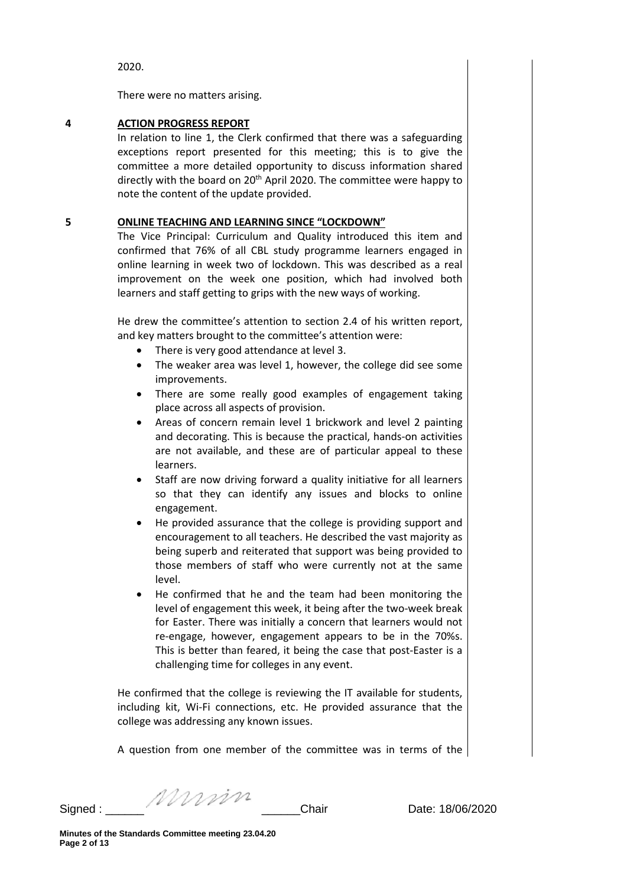2020.

There were no matters arising.

**4 ACTION PROGRESS REPORT**

In relation to line 1, the Clerk confirmed that there was a safeguarding exceptions report presented for this meeting; this is to give the committee a more detailed opportunity to discuss information shared directly with the board on 20th April 2020. The committee were happy to note the content of the update provided.

**5 ONLINE TEACHING AND LEARNING SINCE "LOCKDOWN"**

The Vice Principal: Curriculum and Quality introduced this item and confirmed that 76% of all CBL study programme learners engaged in online learning in week two of lockdown. This was described as a real improvement on the week one position, which had involved both learners and staff getting to grips with the new ways of working.

He drew the committee's attention to section 2.4 of his written report, and key matters brought to the committee's attention were:

- There is very good attendance at level 3.
- The weaker area was level 1, however, the college did see some improvements.
- There are some really good examples of engagement taking place across all aspects of provision.
- Areas of concern remain level 1 brickwork and level 2 painting and decorating. This is because the practical, hands-on activities are not available, and these are of particular appeal to these learners.
- Staff are now driving forward a quality initiative for all learners so that they can identify any issues and blocks to online engagement.
- He provided assurance that the college is providing support and encouragement to all teachers. He described the vast majority as being superb and reiterated that support was being provided to those members of staff who were currently not at the same level.
- He confirmed that he and the team had been monitoring the level of engagement this week, it being after the two-week break for Easter. There was initially a concern that learners would not re-engage, however, engagement appears to be in the 70%s. This is better than feared, it being the case that post-Easter is a challenging time for colleges in any event.

He confirmed that the college is reviewing the IT available for students, including kit, Wi-Fi connections, etc. He provided assurance that the college was addressing any known issues.

A question from one member of the committee was in terms of the

Signed : ______ ______Chair Date: 18/06/2020

**Minutes of the Standards Committee meeting 23.04.20**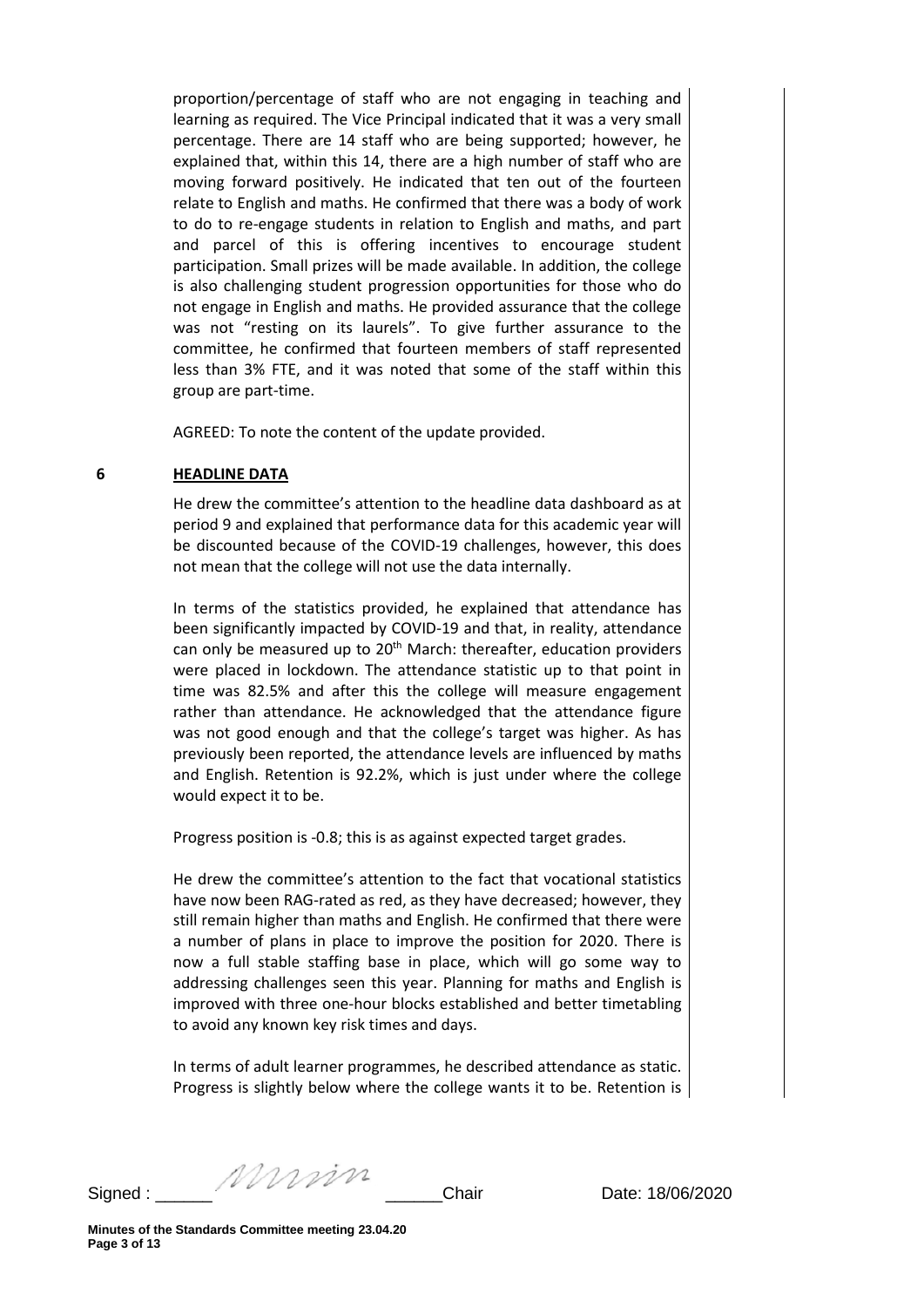proportion/percentage of staff who are not engaging in teaching and learning as required. The Vice Principal indicated that it was a very small percentage. There are 14 staff who are being supported; however, he explained that, within this 14, there are a high number of staff who are moving forward positively. He indicated that ten out of the fourteen relate to English and maths. He confirmed that there was a body of work to do to re-engage students in relation to English and maths, and part and parcel of this is offering incentives to encourage student participation. Small prizes will be made available. In addition, the college is also challenging student progression opportunities for those who do not engage in English and maths. He provided assurance that the college was not "resting on its laurels". To give further assurance to the committee, he confirmed that fourteen members of staff represented less than 3% FTE, and it was noted that some of the staff within this group are part-time.

AGREED: To note the content of the update provided.

## 6 HEADLINE DATA

He drew the committee's attention to the headline data dashboard as at period 9 and explained that performance data for this academic year will be discounted because of the COVID-19 challenges, however, this does not mean that the college will not use the data internally.

In terms of the statistics provided, he explained that attendance has been significantly impacted by COVID-19 and that, in reality, attendance can only be measured up to 20th March: thereafter, education providers were placed in lockdown. The attendance statistic up to that point in time was 82.5% and after this the college will measure engagement rather than attendance. He acknowledged that the attendance figure was not good enough and that the college's target was higher. As has previously been reported, the attendance levels are influenced by maths and English. Retention is 92.2%, which is just under where the college would expect it to be.

Progress position is -0.8; this is as against expected target grades.

He drew the committee's attention to the fact that vocational statistics have now been RAG-rated as red, as they have decreased; however, they still remain higher than maths and English. He confirmed that there were a number of plans in place to improve the position for 2020. There is now a full stable staffing base in place, which will go some way to addressing challenges seen this year. Planning for maths and English is improved with three one-hour blocks established and better timetabling to avoid any known key risk times and days.

In terms of adult learner programmes, he described attendance as static. Progress is slightly below where the college wants it to be. Retention is

Signed : ______ *[signature]* ______Chair Date: 18/06/2020

**Minutes of the Standards Committee meeting 23.04.20**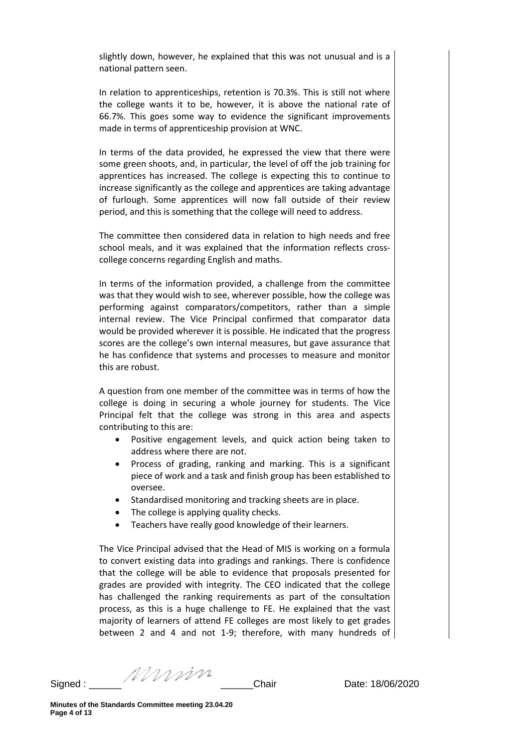slightly down, however, he explained that this was not unusual and is a national pattern seen.

In relation to apprenticeships, retention is 70.3%. This is still not where the college wants it to be, however, it is above the national rate of 66.7%. This goes some way to evidence the significant improvements made in terms of apprenticeship provision at WNC.

In terms of the data provided, he expressed the view that there were some green shoots, and, in particular, the level of off the job training for apprentices has increased. The college is expecting this to continue to increase significantly as the college and apprentices are taking advantage of furlough. Some apprentices will now fall outside of their review period, and this is something that the college will need to address.

The committee then considered data in relation to high needs and free school meals, and it was explained that the information reflects cross-college concerns regarding English and maths.

In terms of the information provided, a challenge from the committee was that they would wish to see, wherever possible, how the college was performing against comparators/competitors, rather than a simple internal review. The Vice Principal confirmed that comparator data would be provided wherever it is possible. He indicated that the progress scores are the college's own internal measures, but gave assurance that he has confidence that systems and processes to measure and monitor this are robust.

A question from one member of the committee was in terms of how the college is doing in securing a whole journey for students. The Vice Principal felt that the college was strong in this area and aspects contributing to this are:

- Positive engagement levels, and quick action being taken to address where there are not.
- Process of grading, ranking and marking. This is a significant piece of work and a task and finish group has been established to oversee.
- Standardised monitoring and tracking sheets are in place.
- The college is applying quality checks.
- Teachers have really good knowledge of their learners.

The Vice Principal advised that the Head of MIS is working on a formula to convert existing data into gradings and rankings. There is confidence that the college will be able to evidence that proposals presented for grades are provided with integrity. The CEO indicated that the college has challenged the ranking requirements as part of the consultation process, as this is a huge challenge to FE. He explained that the vast majority of learners of attend FE colleges are most likely to get grades between 2 and 4 and not 1-9; therefore, with many hundreds of

Signed : ______ ______Chair Date: 18/06/2020

Minutes of the Standards Committee meeting 23.04.20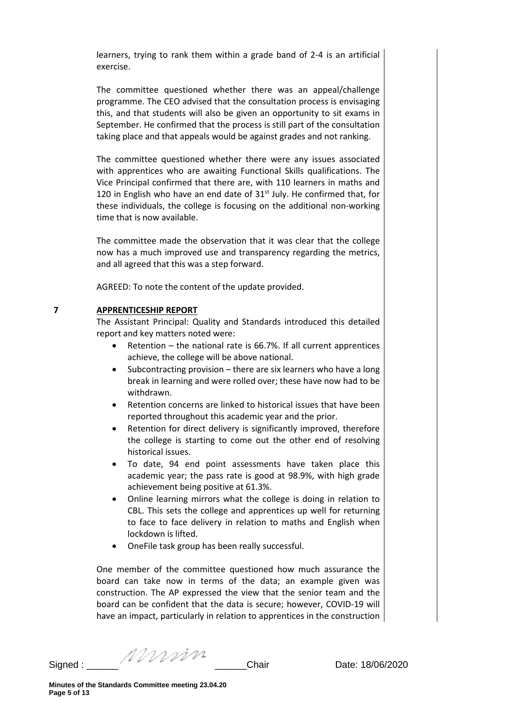learners, trying to rank them within a grade band of 2-4 is an artificial exercise.

The committee questioned whether there was an appeal/challenge programme. The CEO advised that the consultation process is envisaging this, and that students will also be given an opportunity to sit exams in September. He confirmed that the process is still part of the consultation taking place and that appeals would be against grades and not ranking.

The committee questioned whether there were any issues associated with apprentices who are awaiting Functional Skills qualifications. The Vice Principal confirmed that there are, with 110 learners in maths and 120 in English who have an end date of 31st July. He confirmed that, for these individuals, the college is focusing on the additional non-working time that is now available.

The committee made the observation that it was clear that the college now has a much improved use and transparency regarding the metrics, and all agreed that this was a step forward.

AGREED: To note the content of the update provided.

## 7 APPRENTICESHIP REPORT

The Assistant Principal: Quality and Standards introduced this detailed report and key matters noted were:

- Retention – the national rate is 66.7%. If all current apprentices achieve, the college will be above national.
- Subcontracting provision – there are six learners who have a long break in learning and were rolled over; these have now had to be withdrawn.
- Retention concerns are linked to historical issues that have been reported throughout this academic year and the prior.
- Retention for direct delivery is significantly improved, therefore the college is starting to come out the other end of resolving historical issues.
- To date, 94 end point assessments have taken place this academic year; the pass rate is good at 98.9%, with high grade achievement being positive at 61.3%.
- Online learning mirrors what the college is doing in relation to CBL. This sets the college and apprentices up well for returning to face to face delivery in relation to maths and English when lockdown is lifted.
- OneFile task group has been really successful.

One member of the committee questioned how much assurance the board can take now in terms of the data; an example given was construction. The AP expressed the view that the senior team and the board can be confident that the data is secure; however, COVID-19 will have an impact, particularly in relation to apprentices in the construction

Signed : ______ *[signature]* ______Chair    Date: 18/06/2020

**Minutes of the Standards Committee meeting 23.04.20**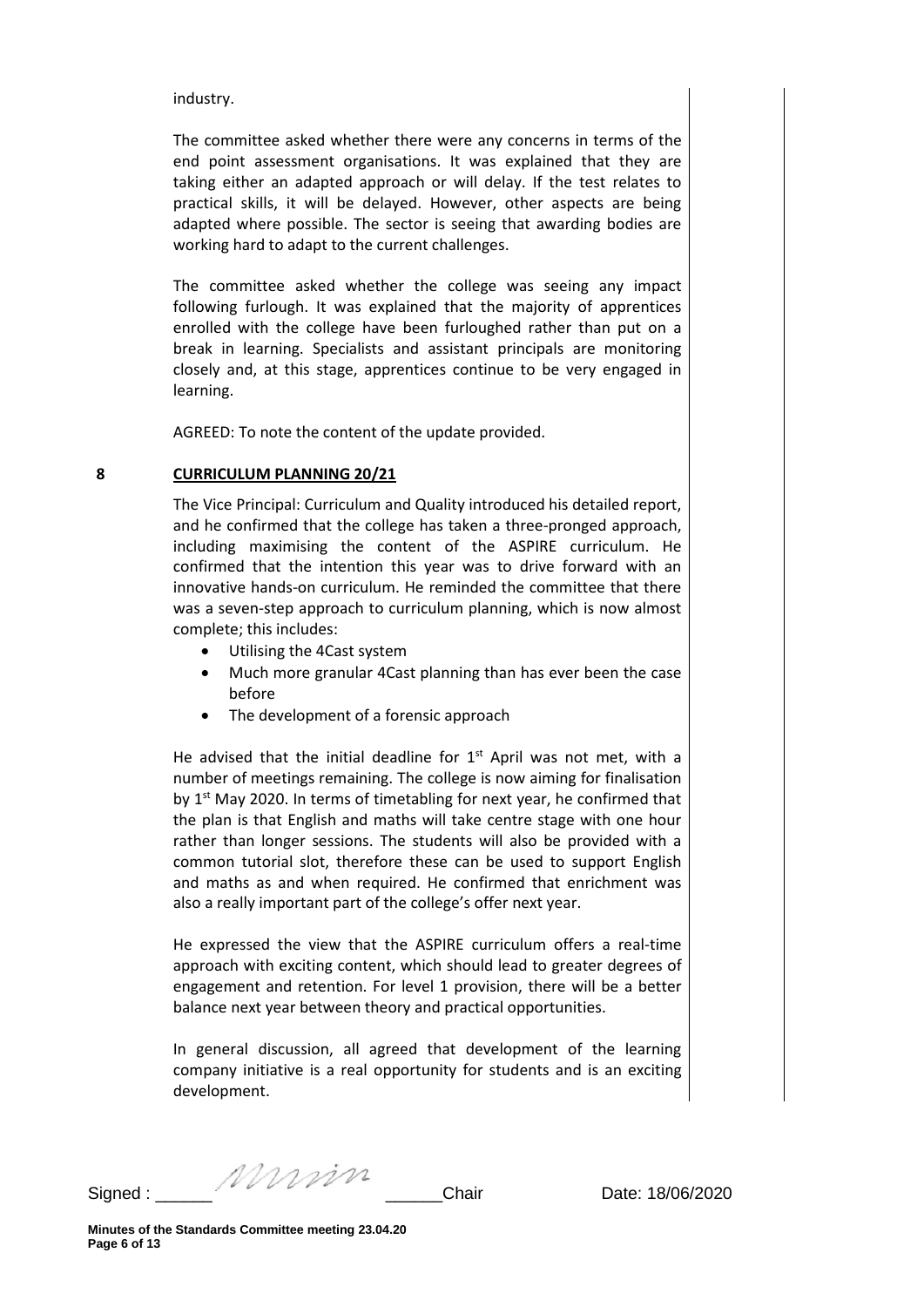industry.

The committee asked whether there were any concerns in terms of the end point assessment organisations. It was explained that they are taking either an adapted approach or will delay. If the test relates to practical skills, it will be delayed. However, other aspects are being adapted where possible. The sector is seeing that awarding bodies are working hard to adapt to the current challenges.

The committee asked whether the college was seeing any impact following furlough. It was explained that the majority of apprentices enrolled with the college have been furloughed rather than put on a break in learning. Specialists and assistant principals are monitoring closely and, at this stage, apprentices continue to be very engaged in learning.

AGREED: To note the content of the update provided.

## 8 CURRICULUM PLANNING 20/21

The Vice Principal: Curriculum and Quality introduced his detailed report, and he confirmed that the college has taken a three-pronged approach, including maximising the content of the ASPIRE curriculum. He confirmed that the intention this year was to drive forward with an innovative hands-on curriculum. He reminded the committee that there was a seven-step approach to curriculum planning, which is now almost complete; this includes:

- Utilising the 4Cast system
- Much more granular 4Cast planning than has ever been the case before
- The development of a forensic approach

He advised that the initial deadline for 1st April was not met, with a number of meetings remaining. The college is now aiming for finalisation by 1st May 2020. In terms of timetabling for next year, he confirmed that the plan is that English and maths will take centre stage with one hour rather than longer sessions. The students will also be provided with a common tutorial slot, therefore these can be used to support English and maths as and when required. He confirmed that enrichment was also a really important part of the college's offer next year.

He expressed the view that the ASPIRE curriculum offers a real-time approach with exciting content, which should lead to greater degrees of engagement and retention. For level 1 provision, there will be a better balance next year between theory and practical opportunities.

In general discussion, all agreed that development of the learning company initiative is a real opportunity for students and is an exciting development.

Signed : ______ ______Chair Date: 18/06/2020

**Minutes of the Standards Committee meeting 23.04.20**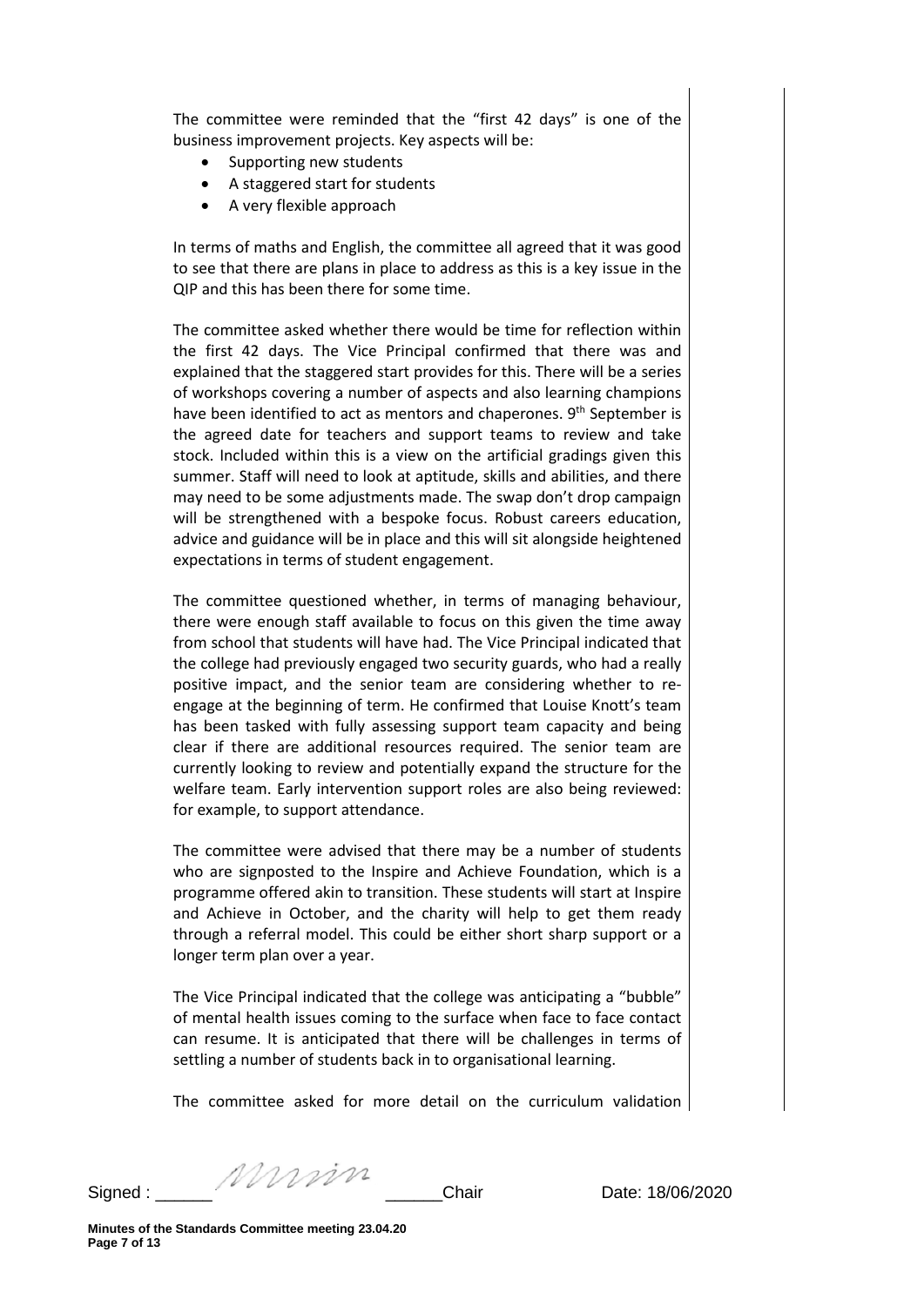The committee were reminded that the "first 42 days" is one of the business improvement projects. Key aspects will be:

- Supporting new students
- A staggered start for students
- A very flexible approach

In terms of maths and English, the committee all agreed that it was good to see that there are plans in place to address as this is a key issue in the QIP and this has been there for some time.

The committee asked whether there would be time for reflection within the first 42 days. The Vice Principal confirmed that there was and explained that the staggered start provides for this. There will be a series of workshops covering a number of aspects and also learning champions have been identified to act as mentors and chaperones. 9th September is the agreed date for teachers and support teams to review and take stock. Included within this is a view on the artificial gradings given this summer. Staff will need to look at aptitude, skills and abilities, and there may need to be some adjustments made. The swap don't drop campaign will be strengthened with a bespoke focus. Robust careers education, advice and guidance will be in place and this will sit alongside heightened expectations in terms of student engagement.

The committee questioned whether, in terms of managing behaviour, there were enough staff available to focus on this given the time away from school that students will have had. The Vice Principal indicated that the college had previously engaged two security guards, who had a really positive impact, and the senior team are considering whether to re-engage at the beginning of term. He confirmed that Louise Knott's team has been tasked with fully assessing support team capacity and being clear if there are additional resources required. The senior team are currently looking to review and potentially expand the structure for the welfare team. Early intervention support roles are also being reviewed: for example, to support attendance.

The committee were advised that there may be a number of students who are signposted to the Inspire and Achieve Foundation, which is a programme offered akin to transition. These students will start at Inspire and Achieve in October, and the charity will help to get them ready through a referral model. This could be either short sharp support or a longer term plan over a year.

The Vice Principal indicated that the college was anticipating a "bubble" of mental health issues coming to the surface when face to face contact can resume. It is anticipated that there will be challenges in terms of settling a number of students back in to organisational learning.

The committee asked for more detail on the curriculum validation

Signed : ______ ______Chair Date: 18/06/2020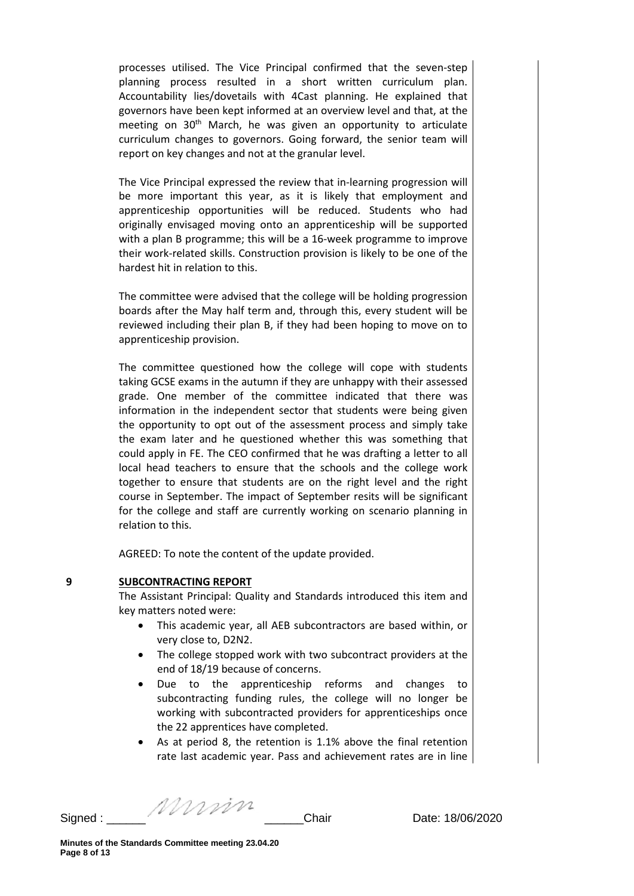processes utilised. The Vice Principal confirmed that the seven-step planning process resulted in a short written curriculum plan. Accountability lies/dovetails with 4Cast planning. He explained that governors have been kept informed at an overview level and that, at the meeting on 30th March, he was given an opportunity to articulate curriculum changes to governors. Going forward, the senior team will report on key changes and not at the granular level.

The Vice Principal expressed the review that in-learning progression will be more important this year, as it is likely that employment and apprenticeship opportunities will be reduced. Students who had originally envisaged moving onto an apprenticeship will be supported with a plan B programme; this will be a 16-week programme to improve their work-related skills. Construction provision is likely to be one of the hardest hit in relation to this.

The committee were advised that the college will be holding progression boards after the May half term and, through this, every student will be reviewed including their plan B, if they had been hoping to move on to apprenticeship provision.

The committee questioned how the college will cope with students taking GCSE exams in the autumn if they are unhappy with their assessed grade. One member of the committee indicated that there was information in the independent sector that students were being given the opportunity to opt out of the assessment process and simply take the exam later and he questioned whether this was something that could apply in FE. The CEO confirmed that he was drafting a letter to all local head teachers to ensure that the schools and the college work together to ensure that students are on the right level and the right course in September. The impact of September resits will be significant for the college and staff are currently working on scenario planning in relation to this.

AGREED: To note the content of the update provided.

**9 SUBCONTRACTING REPORT**

The Assistant Principal: Quality and Standards introduced this item and key matters noted were:

- This academic year, all AEB subcontractors are based within, or very close to, D2N2.
- The college stopped work with two subcontract providers at the end of 18/19 because of concerns.
- Due to the apprenticeship reforms and changes to subcontracting funding rules, the college will no longer be working with subcontracted providers for apprenticeships once the 22 apprentices have completed.
- As at period 8, the retention is 1.1% above the final retention rate last academic year. Pass and achievement rates are in line

Signed : ______ [signature] ______Chair Date: 18/06/2020

Minutes of the Standards Committee meeting 23.04.20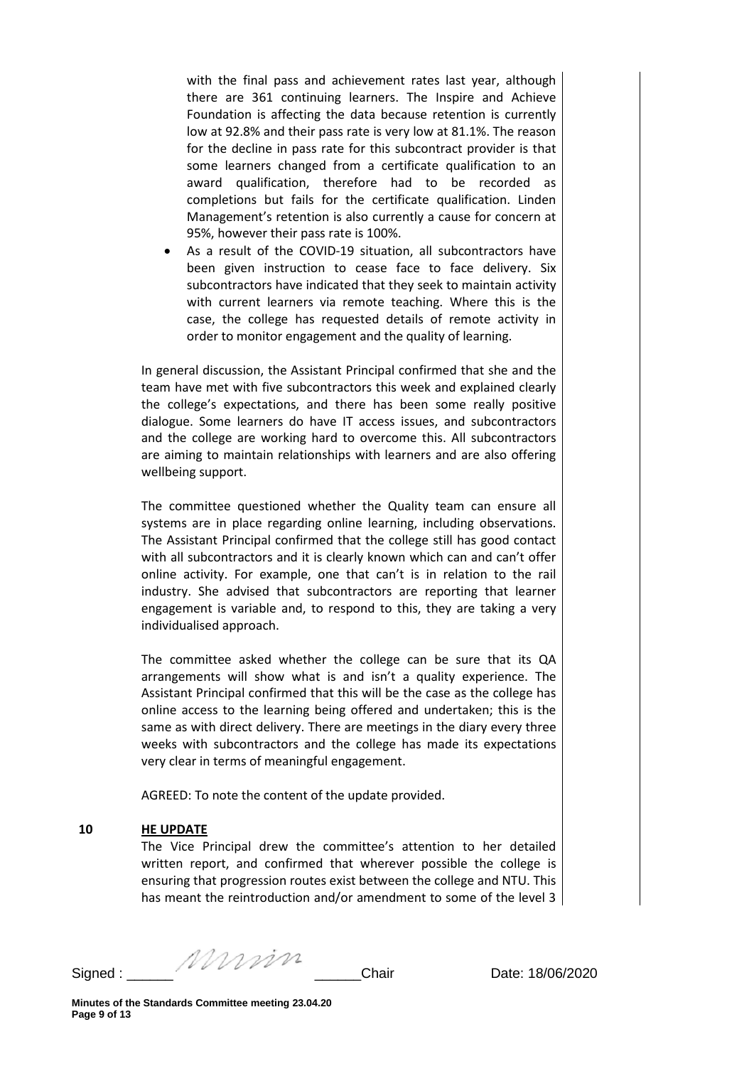with the final pass and achievement rates last year, although there are 361 continuing learners. The Inspire and Achieve Foundation is affecting the data because retention is currently low at 92.8% and their pass rate is very low at 81.1%. The reason for the decline in pass rate for this subcontract provider is that some learners changed from a certificate qualification to an award qualification, therefore had to be recorded as completions but fails for the certificate qualification. Linden Management's retention is also currently a cause for concern at 95%, however their pass rate is 100%.

- As a result of the COVID-19 situation, all subcontractors have been given instruction to cease face to face delivery. Six subcontractors have indicated that they seek to maintain activity with current learners via remote teaching. Where this is the case, the college has requested details of remote activity in order to monitor engagement and the quality of learning.

In general discussion, the Assistant Principal confirmed that she and the team have met with five subcontractors this week and explained clearly the college's expectations, and there has been some really positive dialogue. Some learners do have IT access issues, and subcontractors and the college are working hard to overcome this. All subcontractors are aiming to maintain relationships with learners and are also offering wellbeing support.

The committee questioned whether the Quality team can ensure all systems are in place regarding online learning, including observations. The Assistant Principal confirmed that the college still has good contact with all subcontractors and it is clearly known which can and can't offer online activity. For example, one that can't is in relation to the rail industry. She advised that subcontractors are reporting that learner engagement is variable and, to respond to this, they are taking a very individualised approach.

The committee asked whether the college can be sure that its QA arrangements will show what is and isn't a quality experience. The Assistant Principal confirmed that this will be the case as the college has online access to the learning being offered and undertaken; this is the same as with direct delivery. There are meetings in the diary every three weeks with subcontractors and the college has made its expectations very clear in terms of meaningful engagement.

AGREED: To note the content of the update provided.

**10 HE UPDATE**

The Vice Principal drew the committee's attention to her detailed written report, and confirmed that wherever possible the college is ensuring that progression routes exist between the college and NTU. This has meant the reintroduction and/or amendment to some of the level 3

Signed : ______ ______Chair Date: 18/06/2020

**Minutes of the Standards Committee meeting 23.04.20**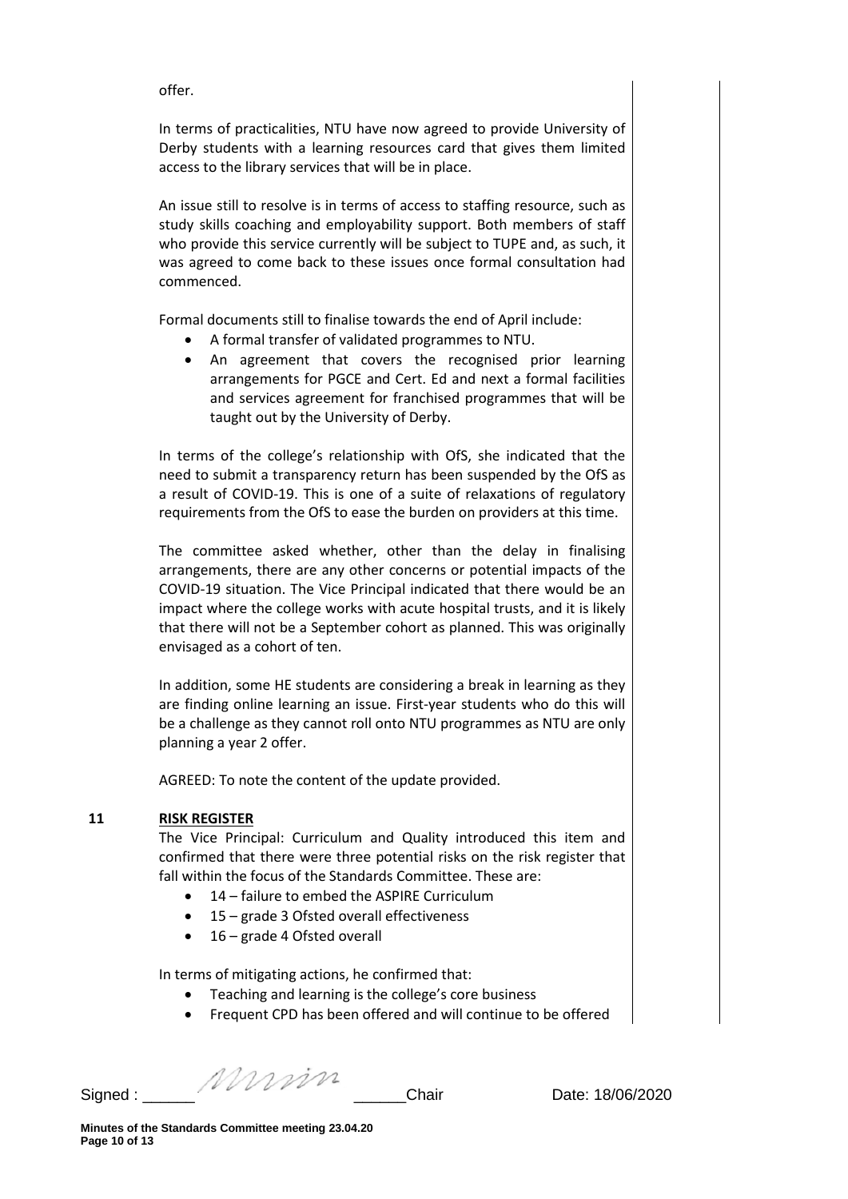offer.

In terms of practicalities, NTU have now agreed to provide University of Derby students with a learning resources card that gives them limited access to the library services that will be in place.

An issue still to resolve is in terms of access to staffing resource, such as study skills coaching and employability support. Both members of staff who provide this service currently will be subject to TUPE and, as such, it was agreed to come back to these issues once formal consultation had commenced.

Formal documents still to finalise towards the end of April include:

- A formal transfer of validated programmes to NTU.
- An agreement that covers the recognised prior learning arrangements for PGCE and Cert. Ed and next a formal facilities and services agreement for franchised programmes that will be taught out by the University of Derby.

In terms of the college's relationship with OfS, she indicated that the need to submit a transparency return has been suspended by the OfS as a result of COVID-19. This is one of a suite of relaxations of regulatory requirements from the OfS to ease the burden on providers at this time.

The committee asked whether, other than the delay in finalising arrangements, there are any other concerns or potential impacts of the COVID-19 situation. The Vice Principal indicated that there would be an impact where the college works with acute hospital trusts, and it is likely that there will not be a September cohort as planned. This was originally envisaged as a cohort of ten.

In addition, some HE students are considering a break in learning as they are finding online learning an issue. First-year students who do this will be a challenge as they cannot roll onto NTU programmes as NTU are only planning a year 2 offer.

AGREED: To note the content of the update provided.

**11 RISK REGISTER**

The Vice Principal: Curriculum and Quality introduced this item and confirmed that there were three potential risks on the risk register that fall within the focus of the Standards Committee. These are:

- 14 – failure to embed the ASPIRE Curriculum
- 15 – grade 3 Ofsted overall effectiveness
- 16 – grade 4 Ofsted overall

In terms of mitigating actions, he confirmed that:

- Teaching and learning is the college's core business
- Frequent CPD has been offered and will continue to be offered

Signed : ______ ______Chair Date: 18/06/2020

**Minutes of the Standards Committee meeting 23.04.20**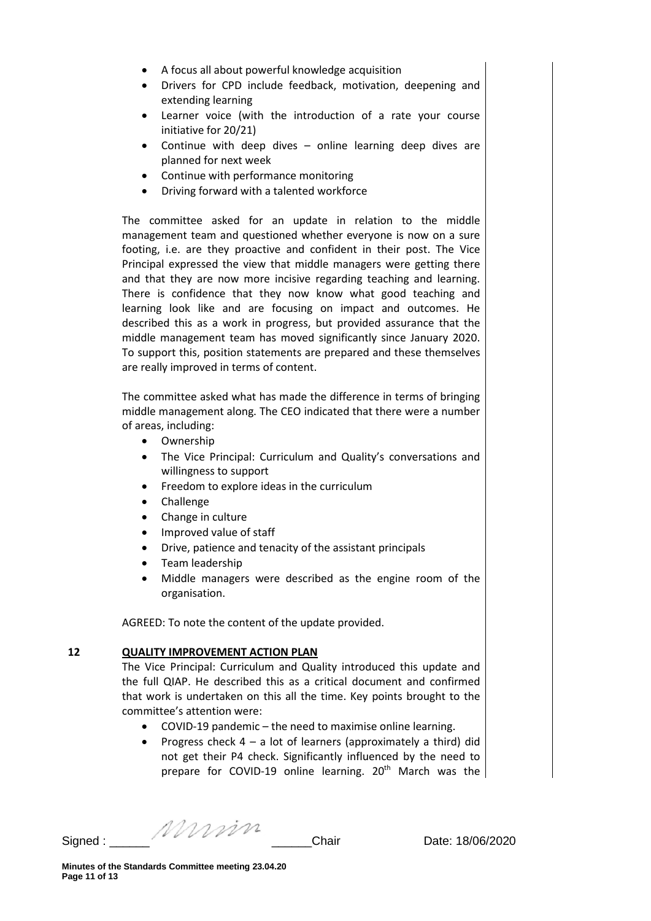- A focus all about powerful knowledge acquisition
- Drivers for CPD include feedback, motivation, deepening and extending learning
- Learner voice (with the introduction of a rate your course initiative for 20/21)
- Continue with deep dives – online learning deep dives are planned for next week
- Continue with performance monitoring
- Driving forward with a talented workforce

The committee asked for an update in relation to the middle management team and questioned whether everyone is now on a sure footing, i.e. are they proactive and confident in their post. The Vice Principal expressed the view that middle managers were getting there and that they are now more incisive regarding teaching and learning. There is confidence that they now know what good teaching and learning look like and are focusing on impact and outcomes. He described this as a work in progress, but provided assurance that the middle management team has moved significantly since January 2020. To support this, position statements are prepared and these themselves are really improved in terms of content.

The committee asked what has made the difference in terms of bringing middle management along. The CEO indicated that there were a number of areas, including:

- Ownership
- The Vice Principal: Curriculum and Quality's conversations and willingness to support
- Freedom to explore ideas in the curriculum
- Challenge
- Change in culture
- Improved value of staff
- Drive, patience and tenacity of the assistant principals
- Team leadership
- Middle managers were described as the engine room of the organisation.

AGREED: To note the content of the update provided.

## 12 QUALITY IMPROVEMENT ACTION PLAN

The Vice Principal: Curriculum and Quality introduced this update and the full QIAP. He described this as a critical document and confirmed that work is undertaken on this all the time. Key points brought to the committee's attention were:

- COVID-19 pandemic – the need to maximise online learning.
- Progress check 4 – a lot of learners (approximately a third) did not get their P4 check. Significantly influenced by the need to prepare for COVID-19 online learning. 20th March was the

Signed : Chair Date: 18/06/2020

Minutes of the Standards Committee meeting 23.04.20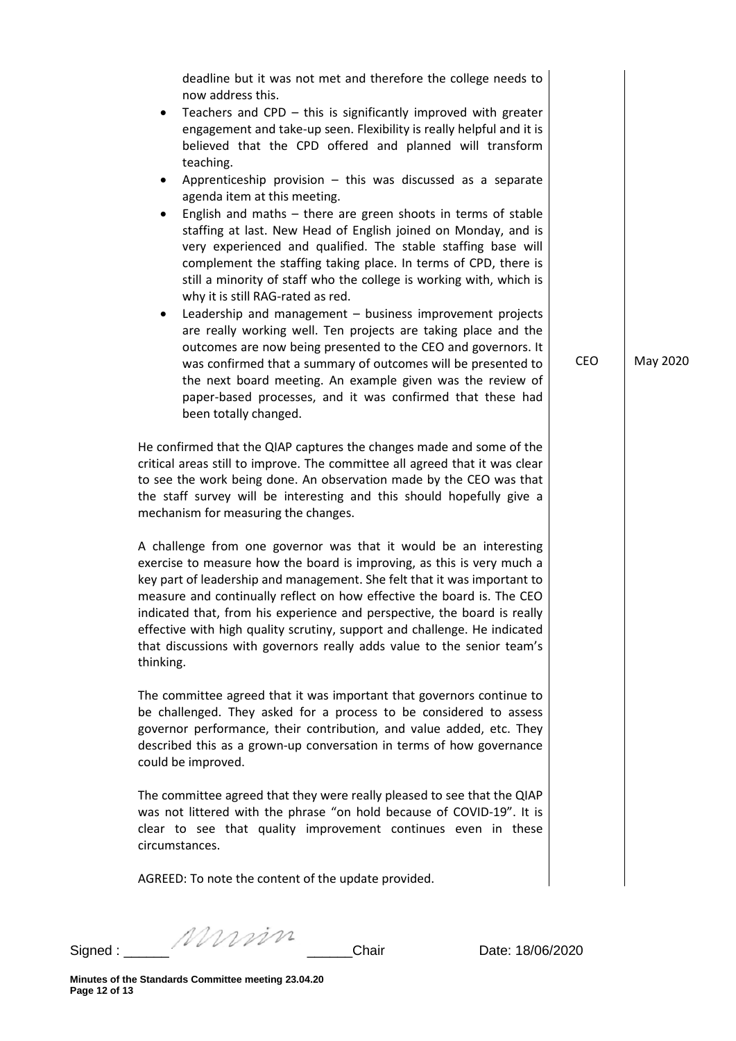deadline but it was not met and therefore the college needs to now address this.

- Teachers and CPD – this is significantly improved with greater engagement and take-up seen. Flexibility is really helpful and it is believed that the CPD offered and planned will transform teaching.
- Apprenticeship provision – this was discussed as a separate agenda item at this meeting.
- English and maths – there are green shoots in terms of stable staffing at last. New Head of English joined on Monday, and is very experienced and qualified. The stable staffing base will complement the staffing taking place. In terms of CPD, there is still a minority of staff who the college is working with, which is why it is still RAG-rated as red.
- Leadership and management – business improvement projects are really working well. Ten projects are taking place and the outcomes are now being presented to the CEO and governors. It was confirmed that a summary of outcomes will be presented to the next board meeting. An example given was the review of paper-based processes, and it was confirmed that these had been totally changed. — **CEO** — **May 2020**

He confirmed that the QIAP captures the changes made and some of the critical areas still to improve. The committee all agreed that it was clear to see the work being done. An observation made by the CEO was that the staff survey will be interesting and this should hopefully give a mechanism for measuring the changes.

A challenge from one governor was that it would be an interesting exercise to measure how the board is improving, as this is very much a key part of leadership and management. She felt that it was important to measure and continually reflect on how effective the board is. The CEO indicated that, from his experience and perspective, the board is really effective with high quality scrutiny, support and challenge. He indicated that discussions with governors really adds value to the senior team's thinking.

The committee agreed that it was important that governors continue to be challenged. They asked for a process to be considered to assess governor performance, their contribution, and value added, etc. They described this as a grown-up conversation in terms of how governance could be improved.

The committee agreed that they were really pleased to see that the QIAP was not littered with the phrase "on hold because of COVID-19". It is clear to see that quality improvement continues even in these circumstances.

AGREED: To note the content of the update provided.

Signed : ______ ______Chair Date: 18/06/2020

Minutes of the Standards Committee meeting 23.04.20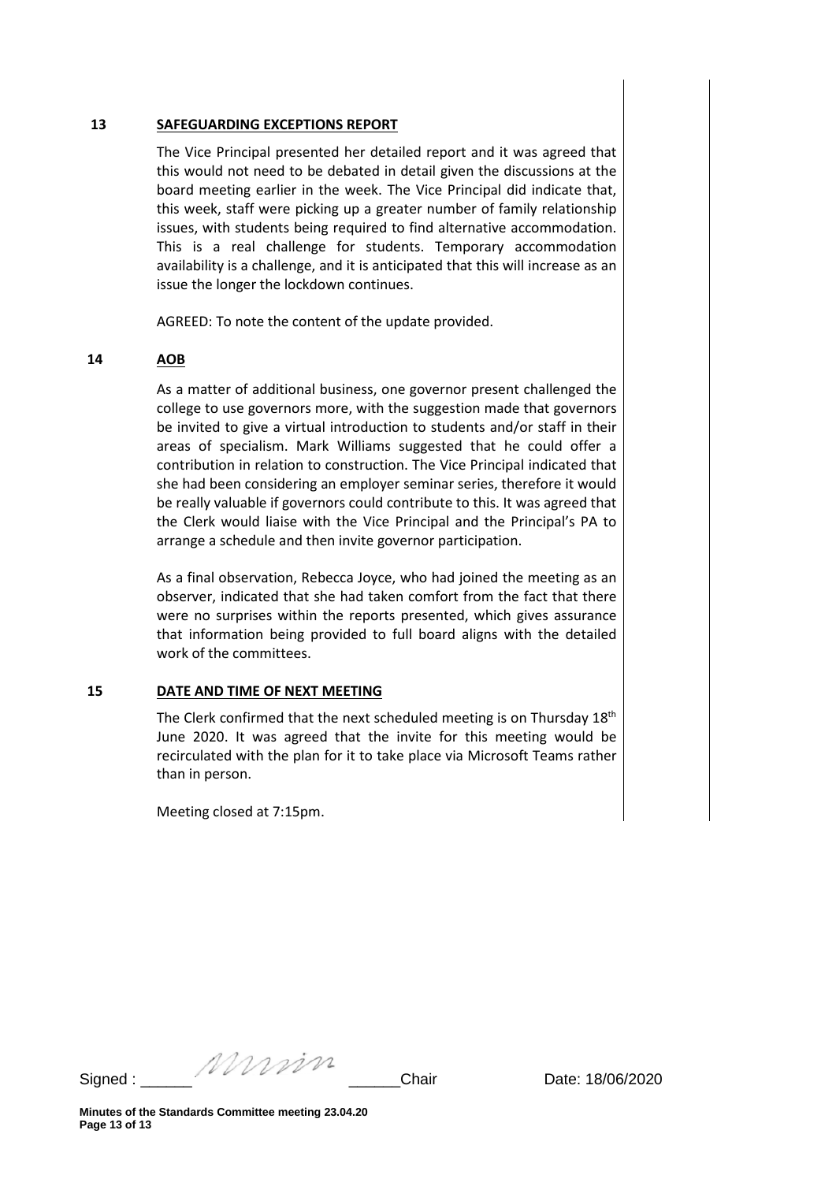## 13 SAFEGUARDING EXCEPTIONS REPORT

The Vice Principal presented her detailed report and it was agreed that this would not need to be debated in detail given the discussions at the board meeting earlier in the week. The Vice Principal did indicate that, this week, staff were picking up a greater number of family relationship issues, with students being required to find alternative accommodation. This is a real challenge for students. Temporary accommodation availability is a challenge, and it is anticipated that this will increase as an issue the longer the lockdown continues.

AGREED: To note the content of the update provided.

## 14 AOB

As a matter of additional business, one governor present challenged the college to use governors more, with the suggestion made that governors be invited to give a virtual introduction to students and/or staff in their areas of specialism. Mark Williams suggested that he could offer a contribution in relation to construction. The Vice Principal indicated that she had been considering an employer seminar series, therefore it would be really valuable if governors could contribute to this. It was agreed that the Clerk would liaise with the Vice Principal and the Principal's PA to arrange a schedule and then invite governor participation.

As a final observation, Rebecca Joyce, who had joined the meeting as an observer, indicated that she had taken comfort from the fact that there were no surprises within the reports presented, which gives assurance that information being provided to full board aligns with the detailed work of the committees.

## 15 DATE AND TIME OF NEXT MEETING

The Clerk confirmed that the next scheduled meeting is on Thursday 18th June 2020. It was agreed that the invite for this meeting would be recirculated with the plan for it to take place via Microsoft Teams rather than in person.

Meeting closed at 7:15pm.

Signed : ______ *[signature]* ______Chair Date: 18/06/2020

**Minutes of the Standards Committee meeting 23.04.20**